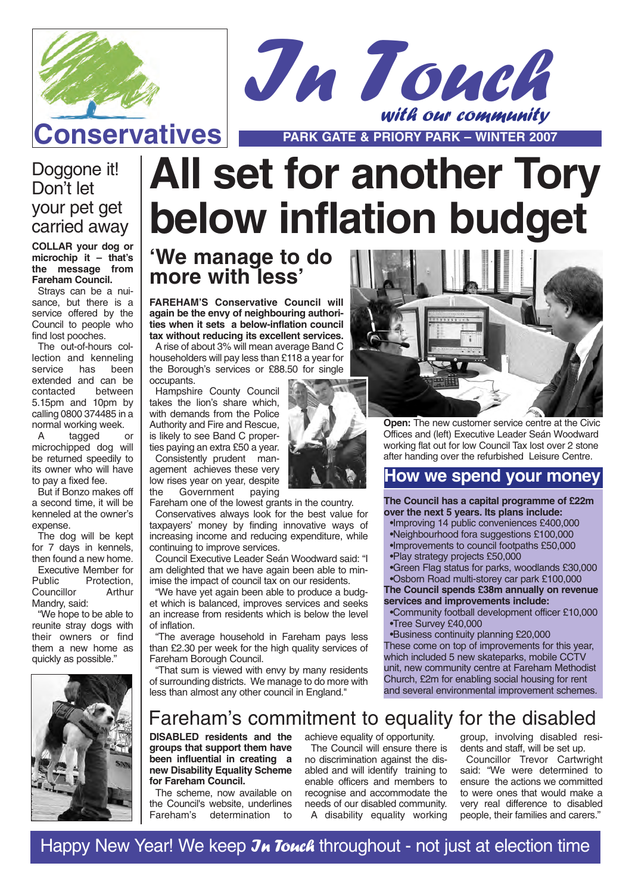Conservatives

# In Touch

*with our community*

**PARK GATE & PRIORY PARK – WINTER 2007**

# All set for another Tory below inflation budget

## 'We manage to do more with less'

**FAREHAM'S Conservative Council will again be the envy of neighbouring authorities when it sets a below-inflation council tax without reducing its excellent services.**

A rise of about 3% will mean average Band C householders will pay less than £118 a year for the Borough's services or £88.50 for single occupants.

Hampshire County Council takes the lion's share which, with demands from the Police Authority and Fire and Rescue, is likely to see Band C properties paying an extra £50 a year.

Consistently prudent management achieves these very low rises year on year, despite the Government paying Fareham one of the lowest grants in the country.

Conservatives always look for the best value for taxpayers' money by finding innovative ways of increasing income and reducing expenditure, while continuing to improve services.

Council Executive Leader Seán Woodward said: "I am delighted that we have again been able to minimise the impact of council tax on our residents.

"We have yet again been able to produce a budget which is balanced, improves services and seeks an increase from residents which is below the level of inflation.

"The average household in Fareham pays less than £2.30 per week for the high quality services of Fareham Borough Council.

"That sum is viewed with envy by many residents of surrounding districts. We manage to do more with less than almost any other council in England."

**Open:** The new customer service centre at the Civic Offices and (left) Executive Leader Seán Woodward working flat out for low Council Tax lost over 2 stone after handing over the refurbished Leisure Centre.

## How we spend your money

**The Council has a capital programme of £22m over the next 5 years. Its plans include:**

- Improving 14 public conveniences £400,000
- Neighbourhood fora suggestions £100,000
- Improvements to council footpaths £50,000
- Play strategy projects £50,000
- Green Flag status for parks, woodlands £30,000
- Osborn Road multi-storey car park £100,000

**The Council spends £38m annually on revenue services and improvements include:**

- Community football development officer £10,000
- Tree Survey £40,000
- Business continuity planning £20,000

These come on top of improvements for this year, which included 5 new skateparks, mobile CCTV unit, new community centre at Fareham Methodist Church, £2m for enabling social housing for rent and several environmental improvement schemes.

## Doggone it! Don't let your pet get carried away

**COLLAR your dog or microchip it – that's the message from Fareham Council.**

Strays can be a nuisance, but there is a service offered by the Council to people who find lost pooches.

The out-of-hours collection and kennelling service has been extended and can be contacted between 5.15pm and 10pm by calling 0800 374485 in a normal working week.

A tagged or microchipped dog will be returned speedily to its owner who will have to pay a fixed fee.

But if Bonzo makes off a second time, it will be kenneled at the owner's expense.

The dog will be kept for 7 days in kennels, then found a new home.

Executive Member for Public Protection, Councillor Arthur Mandry, said:

"We hope to be able to reunite stray dogs with their owners or find them a new home as quickly as possible."

## Fareham's commitment to equality for the disabled

**DISABLED residents and the groups that support them have been influential in creating a new Disability Equality Scheme for Fareham Council.**

The scheme, now available on the Council's website, underlines Fareham's determination to achieve equality of opportunity.

The Council will ensure there is no discrimination against the disabled and will identify training to enable officers and members to recognise and accommodate the needs of our disabled community.

A disability equality working group, involving disabled residents and staff, will be set up.

Councillor Trevor Cartwright said: "We were determined to ensure the actions we committed to were ones that would make a very real difference to disabled people, their families and carers."

Happy New Year! We keep *In Touch* throughout - not just at election time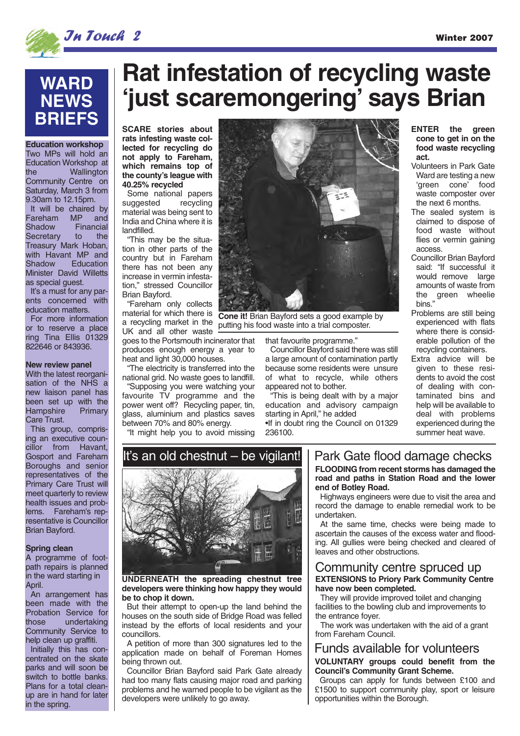# Rat infestation of recycling waste 'just scaremongering' says Brian

**SCARE stories about rats infesting waste collected for recycling do not apply to Fareham, which remains top of the county's league with 40.25% recycled**

Some national papers suggested recycling material was being sent to India and China where it is landfilled.

"This may be the situation in other parts of the country but in Fareham there has not been any increase in vermin infestation," stressed Councillor Brian Bayford.

"Fareham only collects material for which there is a recycling market in the UK and all other waste goes to the Portsmouth incinerator that produces enough energy a year to heat and light 30,000 houses.

"The electricity is transferred into the national grid. No waste goes to landfill.

"Supposing you were watching your favourite TV programme and the power went off? Recycling paper, tin, glass, aluminium and plastics saves between 70% and 80% energy.

"It might help you to avoid missing that favourite programme."

Councillor Bayford said there was still a large amount of contamination partly because some residents were unsure of what to recycle, while others appeared not to bother.

"This is being dealt with by a major education and advisory campaign starting in April," he added

•If in doubt ring the Council on 01329 236100.

**Cone it!** Brian Bayford sets a good example by putting his food waste into a trial composter.

**ENTER the green cone to get in on the food waste recycling act.**

Volunteers in Park Gate Ward are testing a new 'green cone' food waste composter over the next 6 months.

The sealed system is claimed to dispose of food waste without flies or vermin gaining access.

Councillor Brian Bayford said: "If successful it would remove large amounts of waste from the green wheelie bins."

Problems are still being experienced with flats where there is considerable pollution of the recycling containers.

Extra advice will be given to these residents to avoid the cost of dealing with contaminated bins and help will be available to deal with problems experienced during the summer heat wave.

## WARD NEWS BRIEFS

**Education workshop**

Two MPs will hold an Education Workshop at the Wallington Community Centre on Saturday, March 3 from 9.30am to 12.15pm.

It will be chaired by Fareham MP and Shadow Financial Secretary to the Treasury Mark Hoban, with Havant MP and Shadow Education Minister David Willetts as special guest.

It's a must for any parents concerned with education matters.

For more information or to reserve a place ring Tina Ellis 01329 822646 or 843936.

**New review panel**

With the latest reorganisation of the NHS a new liaison panel has been set up with the Hampshire Primary Care Trust.

This group, comprising an executive councillor from Havant, Gosport and Fareham Boroughs and senior representatives of the Primary Care Trust will meet quarterly to review health issues and problems. Fareham's representative is Councillor Brian Bayford.

**Spring clean**

A programme of footpath repairs is planned in the ward starting in April.

An arrangement has been made with the Probation Service for those undertaking Community Service to help clean up graffiti.

Initially this has concentrated on the skate parks and will soon be switch to bottle banks. Plans for a total clean-up are in hand for later in the spring.

## It's an old chestnut – be vigilant!

**UNDERNEATH the spreading chestnut tree developers were thinking how happy they would be to chop it down.**

But their attempt to open-up the land behind the houses on the south side of Bridge Road was felled instead by the efforts of local residents and your councillors.

A petition of more than 300 signatures led to the application made on behalf of Foreman Homes being thrown out.

Councillor Brian Bayford said Park Gate already had too many flats causing major road and parking problems and he warned people to be vigilant as the developers were unlikely to go away.

## Park Gate flood damage checks

**FLOODING from recent storms has damaged the road and paths in Station Road and the lower end of Botley Road.**

Highways engineers were due to visit the area and record the damage to enable remedial work to be undertaken.

At the same time, checks were being made to ascertain the causes of the excess water and flooding. All gullies were being checked and cleared of leaves and other obstructions.

## Community centre spruced up

**EXTENSIONS to Priory Park Community Centre have now been completed.**

They will provide improved toilet and changing facilities to the bowling club and improvements to the entrance foyer.

The work was undertaken with the aid of a grant from Fareham Council.

## Funds available for volunteers

**VOLUNTARY groups could benefit from the Council's Community Grant Scheme.**

Groups can apply for funds between £100 and £1500 to support community play, sport or leisure opportunities within the Borough.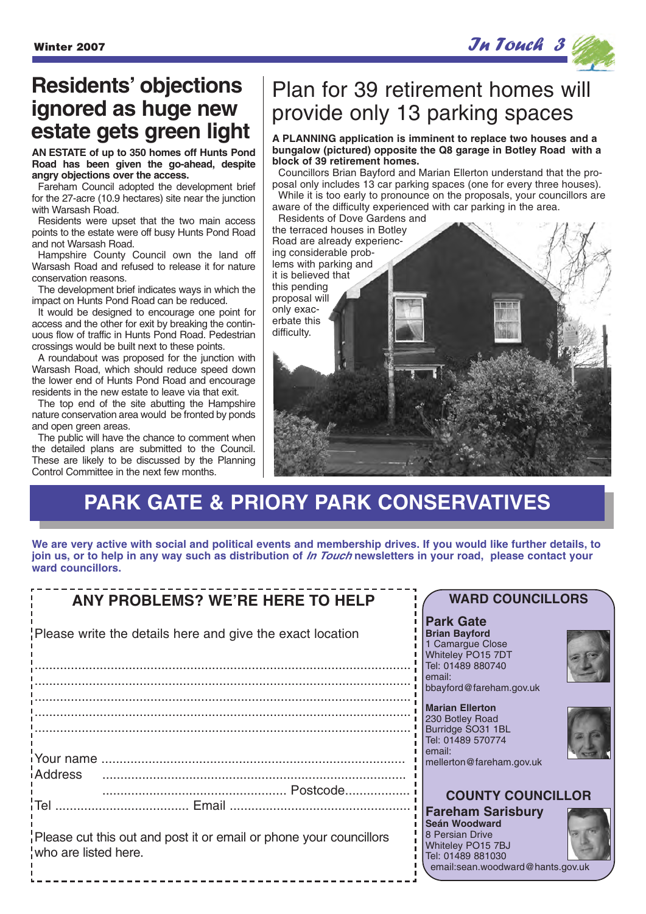# Residents' objections ignored as huge new estate gets green light

**AN ESTATE of up to 350 homes off Hunts Pond Road has been given the go-ahead, despite angry objections over the access.**

Fareham Council adopted the development brief for the 27-acre (10.9 hectares) site near the junction with Warsash Road.

Residents were upset that the two main access points to the estate were off busy Hunts Pond Road and not Warsash Road.

Hampshire County Council own the land off Warsash Road and refused to release it for nature conservation reasons.

The development brief indicates ways in which the impact on Hunts Pond Road can be reduced.

It would be designed to encourage one point for access and the other for exit by breaking the continuous flow of traffic in Hunts Pond Road. Pedestrian crossings would be built next to these points.

A roundabout was proposed for the junction with Warsash Road, which should reduce speed down the lower end of Hunts Pond Road and encourage residents in the new estate to leave via that exit.

The top end of the site abutting the Hampshire nature conservation area would be fronted by ponds and open green areas.

The public will have the chance to comment when the detailed plans are submitted to the Council. These are likely to be discussed by the Planning Control Committee in the next few months.

# Plan for 39 retirement homes will provide only 13 parking spaces

**A PLANNING application is imminent to replace two houses and a bungalow (pictured) opposite the Q8 garage in Botley Road with a block of 39 retirement homes.**

Councillors Brian Bayford and Marian Ellerton understand that the proposal only includes 13 car parking spaces (one for every three houses).

While it is too early to pronounce on the proposals, your councillors are aware of the difficulty experienced with car parking in the area.

Residents of Dove Gardens and the terraced houses in Botley Road are already experiencing considerable problems with parking and it is believed that this pending proposal will only exacerbate this difficulty.

# PARK GATE & PRIORY PARK CONSERVATIVES

**We are very active with social and political events and membership drives. If you would like further details, to join us, or to help in any way such as distribution of *In Touch* newsletters in your road, please contact your ward councillors.**

## ANY PROBLEMS? WE'RE HERE TO HELP

Please write the details here and give the exact location

..............................................................................................................

..............................................................................................................

..............................................................................................................

..............................................................................................................

..............................................................................................................

Your name ..........................................................................................

Address ..........................................................................................

.................................................. Postcode..................

Tel .................................... Email .................................................

Please cut this out and post it or email or phone your councillors who are listed here.

## WARD COUNCILLORS

### Park Gate

**Brian Bayford**
1 Camargue Close
Whiteley PO15 7DT
Tel: 01489 880740
email:
bbayford@fareham.gov.uk

**Marian Ellerton**
230 Botley Road
Burridge SO31 1BL
Tel: 01489 570774
email:
mellerton@fareham.gov.uk

## COUNTY COUNCILLOR

### Fareham Sarisbury

**Seán Woodward**
8 Persian Drive
Whiteley PO15 7BJ
Tel: 01489 881030
email:sean.woodward@hants.gov.uk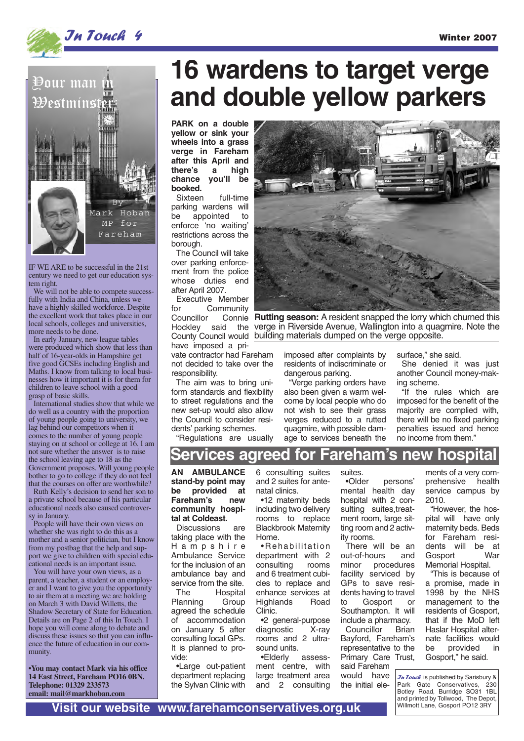# 16 wardens to target verge and double yellow parkers

**PARK on a double yellow or sink your wheels into a grass verge in Fareham after this April and there's a high chance you'll be booked.**

Sixteen full-time parking wardens will be appointed to enforce 'no waiting' restrictions across the borough.

The Council will take over parking enforcement from the police whose duties end after April 2007.

Executive Member for Community Councillor Connie Hockley said the County Council would have imposed a private contractor had Fareham not decided to take over the responsibility.

The aim was to bring uniform standards and flexibility to street regulations and the new set-up would also allow the Council to consider residents' parking schemes.

"Regulations are usually imposed after complaints by residents of indiscriminate or dangerous parking.

"Verge parking orders have also been given a warm welcome by local people who do not wish to see their grass verges reduced to a rutted quagmire, with possible damage to services beneath the surface," she said.

She denied it was just another Council money-making scheme.

"If the rules which are imposed for the benefit of the majority are complied with, there will be no fixed parking penalties issued and hence no income from them."

**Rutting season:** A resident snapped the lorry which churned this verge in Riverside Avenue, Wallington into a quagmire. Note the building materials dumped on the verge opposite.

## Your man in Westminster

By Mark Hoban MP for Fareham

IF WE ARE to be successful in the 21st century we need to get our education system right.

We will not be able to compete successfully with India and China, unless we have a highly skilled workforce. Despite the excellent work that takes place in our local schools, colleges and universities, more needs to be done.

In early January, new league tables were produced which show that less than half of 16-year-olds in Hampshire get five good GCSEs including English and Maths. I know from talking to local businesses how it important it is for them for children to leave school with a good grasp of basic skills.

International studies show that while we do well as a country with the proportion of young people going to university, we lag behind our competitors when it comes to the number of young people staying on at school or college at 16. I am not sure whether the answer is to raise the school leaving age to 18 as the Government proposes. Will young people bother to go to college if they do not feel that the courses on offer are worthwhile?

Ruth Kelly's decision to send her son to a private school because of his particular educational needs also caused controversy in January.

People will have their own views on whether she was right to do this as a mother and a senior politician, but I know from my postbag that the help and support we give to children with special educational needs is an important issue.

You will have your own views, as a parent, a teacher, a student or an employer and I want to give you the opportunity to air them at a meeting we are holding on March 3 with David Willetts, the Shadow Secretary of State for Education. Details are on Page 2 of this In Touch. I hope you will come along to debate and discuss these issues so that you can influence the future of education in our community.

**•You may contact Mark via his office 14 East Street, Fareham PO16 0BN. Telephone: 01329 233573 email: mail@markhoban.com**

# Services agreed for Fareham's new hospital

**AN AMBULANCE stand-by point may be provided at Fareham's new community hospital at Coldeast.**

Discussions are taking place with the Hampshire Ambulance Service for the inclusion of an ambulance bay and service from the site.

The Hospital Planning Group agreed the schedule of accommodation on January 5 after consulting local GPs. It is planned to provide:

•Large out-patient department replacing the Sylvan Clinic with 6 consulting suites and 2 suites for antenatal clinics.

•12 maternity beds including two delivery rooms to replace Blackbrook Maternity Home.

•Rehabilitation department with 2 consulting rooms and 6 treatment cubicles to enhance services at Highlands Road Clinic.

•2 general-purpose diagnostic X-ray rooms and 2 ultrasound units.

•Elderly assessment, with large treatment area and 2 consulting suites.

•Older persons' mental health day hospital with 2 consulting suites,treatment room, large sitting room and 2 activity rooms.

There will be an out-of-hours and minor procedures facility serviced by GPs to save residents having to travel to Gosport or Southampton. It will include a pharmacy.

Councillor Brian Bayford, Fareham's representative to the Primary Care Trust, said Fareham would have the initial elements of a very comprehensive health service campus by 2010.

"However, the hospital will have only maternity beds. Beds for Fareham residents will be at Gosport War Memorial Hospital.

"This is because of a promise, made in 1998 by the NHS management to the residents of Gosport, that if the MoD left Haslar Hospital alternate facilities would be provided in Gosport," he said.

*In Touch* is published by Sarisbury & Park Gate Conservatives, 230 Botley Road, Burridge SO31 1BL and printed by Tollwood, The Depot, Willmott Lane, Gosport PO12 3RY

**Visit our website www.farehamconservatives.org.uk**